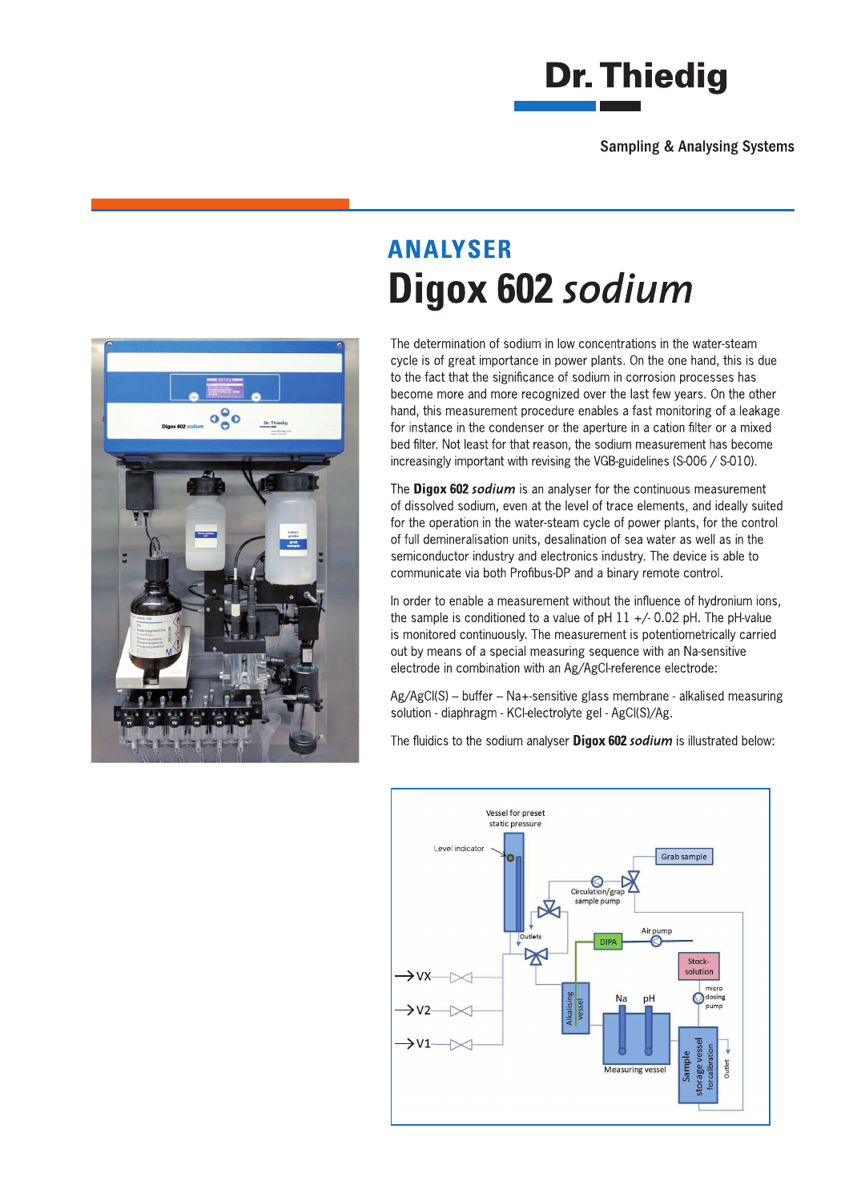Dr. Thiedig

Sampling & Analysing Systems

## ANALYSER

# Digox 602 *sodium*

The determination of sodium in low concentrations in the water-steam cycle is of great importance in power plants. On the one hand, this is due to the fact that the significance of sodium in corrosion processes has become more and more recognized over the last few years. On the other hand, this measurement procedure enables a fast monitoring of a leakage for instance in the condenser or the aperture in a cation filter or a mixed bed filter. Not least for that reason, the sodium measurement has become increasingly important with revising the VGB-guidelines (S-006 / S-010).

The **Digox 602** ***sodium*** is an analyser for the continuous measurement of dissolved sodium, even at the level of trace elements, and ideally suited for the operation in the water-steam cycle of power plants, for the control of full demineralisation units, desalination of sea water as well as in the semiconductor industry and electronics industry. The device is able to communicate via both Profibus-DP and a binary remote control.

In order to enable a measurement without the influence of hydronium ions, the sample is conditioned to a value of pH 11 +/- 0.02 pH. The pH-value is monitored continuously. The measurement is potentiometrically carried out by means of a special measuring sequence with an Na-sensitive electrode in combination with an Ag/AgCl-reference electrode:

Ag/AgCl(S) – buffer – Na+-sensitive glass membrane - alkalised measuring solution - diaphragm - KCl-electrolyte gel - AgCl(S)/Ag.

The fluidics to the sodium analyser **Digox 602** ***sodium*** is illustrated below: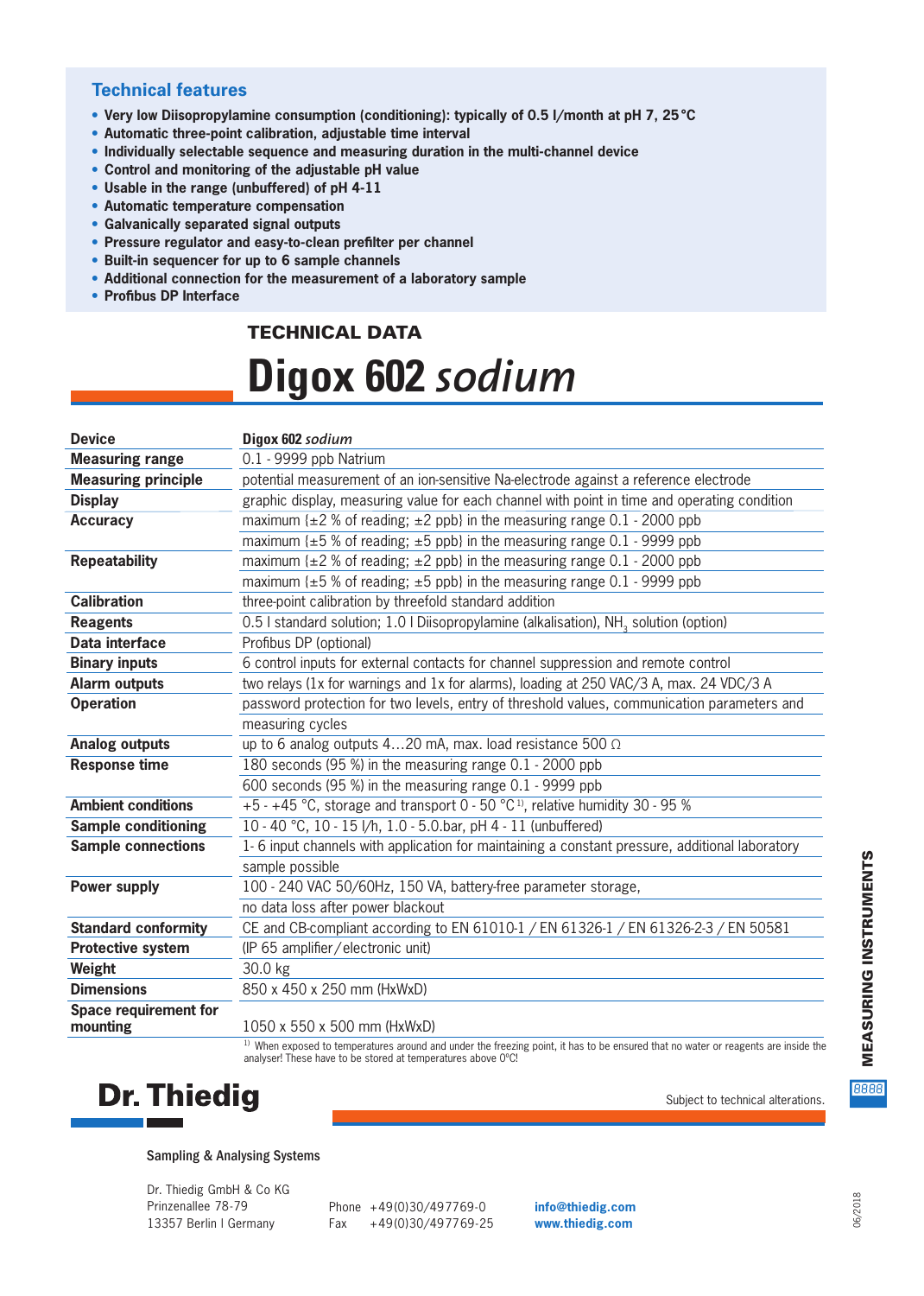## Technical features

- **Very low Diisopropylamine consumption (conditioning): typically of 0.5 l/month at pH 7, 25°C**
- **Automatic three-point calibration, adjustable time interval**
- **Individually selectable sequence and measuring duration in the multi-channel device**
- **Control and monitoring of the adjustable pH value**
- **Usable in the range (unbuffered) of pH 4-11**
- **Automatic temperature compensation**
- **Galvanically separated signal outputs**
- **Pressure regulator and easy-to-clean prefilter per channel**
- **Built-in sequencer for up to 6 sample channels**
- **Additional connection for the measurement of a laboratory sample**
- **Profibus DP Interface**

### TECHNICAL DATA

# Digox 602 *sodium*

| | |
|---|---|
| **Device** | Digox 602 *sodium* |
| **Measuring range** | 0.1 - 9999 ppb Natrium |
| **Measuring principle** | potential measurement of an ion-sensitive Na-electrode against a reference electrode |
| **Display** | graphic display, measuring value for each channel with point in time and operating condition |
| **Accuracy** | maximum {±2 % of reading; ±2 ppb} in the measuring range 0.1 - 2000 ppb<br>maximum {±5 % of reading; ±5 ppb} in the measuring range 0.1 - 9999 ppb |
| **Repeatability** | maximum {±2 % of reading; ±2 ppb} in the measuring range 0.1 - 2000 ppb<br>maximum {±5 % of reading; ±5 ppb} in the measuring range 0.1 - 9999 ppb |
| **Calibration** | three-point calibration by threefold standard addition |
| **Reagents** | 0.5 l standard solution; 1.0 l Diisopropylamine (alkalisation), $NH_3$ solution (option) |
| **Data interface** | Profibus DP (optional) |
| **Binary inputs** | 6 control inputs for external contacts for channel suppression and remote control |
| **Alarm outputs** | two relays (1x for warnings and 1x for alarms), loading at 250 VAC/3 A, max. 24 VDC/3 A |
| **Operation** | password protection for two levels, entry of threshold values, communication parameters and measuring cycles |
| **Analog outputs** | up to 6 analog outputs 4…20 mA, max. load resistance 500 Ω |
| **Response time** | 180 seconds (95 %) in the measuring range 0.1 - 2000 ppb<br>600 seconds (95 %) in the measuring range 0.1 - 9999 ppb |
| **Ambient conditions** | +5 - +45 °C, storage and transport 0 - 50 °C [1], relative humidity 30 - 95 % |
| **Sample conditioning** | 10 - 40 °C, 10 - 15 l/h, 1.0 - 5.0.bar, pH 4 - 11 (unbuffered) |
| **Sample connections** | 1- 6 input channels with application for maintaining a constant pressure, additional laboratory sample possible |
| **Power supply** | 100 - 240 VAC 50/60Hz, 150 VA, battery-free parameter storage,<br>no data loss after power blackout |
| **Standard conformity** | CE and CB-compliant according to EN 61010-1 / EN 61326-1 / EN 61326-2-3 / EN 50581 |
| **Protective system** | (IP 65 amplifier / electronic unit) |
| **Weight** | 30.0 kg |
| **Dimensions** | 850 x 450 x 250 mm (HxWxD) |
| **Space requirement for mounting** | 1050 x 550 x 500 mm (HxWxD) |

[1] When exposed to temperatures around and under the freezing point, it has to be ensured that no water or reagents are inside the analyser! These have to be stored at temperatures above 0°C!

**Dr. Thiedig**

Sampling & Analysing Systems

Subject to technical alterations.

Dr. Thiedig GmbH & Co KG
Prinzenallee 78-79
13357 Berlin I Germany

Phone +49(0)30/497769-0
Fax +49(0)30/497769-25

**info@thiedig.com**
**www.thiedig.com**

MEASURING INSTRUMENTS

06/2018